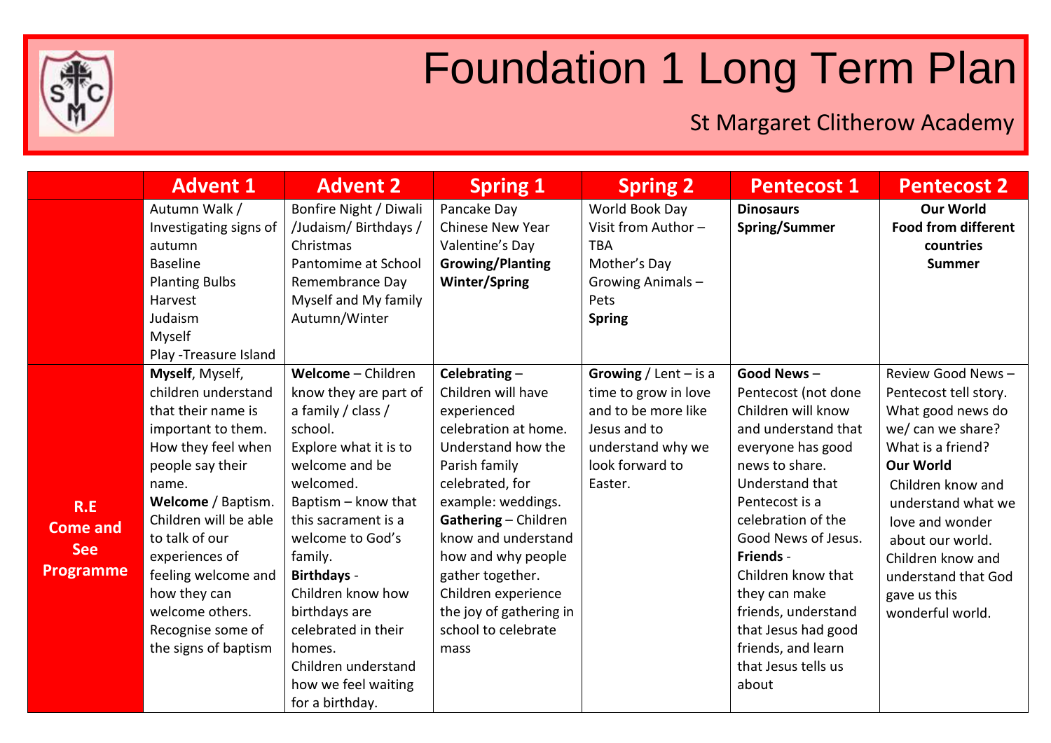# Foundation 1 Long Term Plan

## St Margaret Clitherow Academy

| | Advent 1 | Advent 2 | Spring 1 | Spring 2 | Pentecost 1 | Pentecost 2 |
|---|---|---|---|---|---|---|
| | Autumn Walk / Investigating signs of autumn<br>Baseline<br>Planting Bulbs<br>Harvest<br>Judaism<br>Myself<br>Play -Treasure Island | Bonfire Night / Diwali /Judaism/ Birthdays / Christmas<br>Pantomime at School<br>Remembrance Day<br>Myself and My family<br>Autumn/Winter | Pancake Day<br>Chinese New Year<br>Valentine's Day<br>**Growing/Planting Winter/Spring** | World Book Day<br>Visit from Author – TBA<br>Mother's Day<br>Growing Animals – Pets<br>**Spring** | **Dinosaurs**<br>**Spring/Summer** | **Our World**<br>**Food from different countries**<br>**Summer** |
| **R.E Come and See Programme** | **Myself**, Myself, children understand that their name is important to them. How they feel when people say their name.<br>**Welcome** / Baptism. Children will be able to talk of our experiences of feeling welcome and how they can welcome others. Recognise some of the signs of baptism | **Welcome** – Children know they are part of a family / class / school.<br>Explore what it is to welcome and be welcomed.<br>Baptism – know that this sacrament is a welcome to God's family.<br>**Birthdays** - Children know how birthdays are celebrated in their homes.<br>Children understand how we feel waiting for a birthday. | **Celebrating** – Children will have experienced celebration at home. Understand how the Parish family celebrated, for example: weddings.<br>**Gathering** – Children know and understand how and why people gather together. Children experience the joy of gathering in school to celebrate mass | **Growing** / Lent – is a time to grow in love and to be more like Jesus and to understand why we look forward to Easter. | **Good News** – Pentecost (not done Children will know and understand that everyone has good news to share. Understand that Pentecost is a celebration of the Good News of Jesus.<br>**Friends** - Children know that they can make friends, understand that Jesus had good friends, and learn that Jesus tells us about | Review Good News – Pentecost tell story. What good news do we/ can we share? What is a friend?<br>**Our World**<br>Children know and understand what we love and wonder about our world. Children know and understand that God gave us this wonderful world. |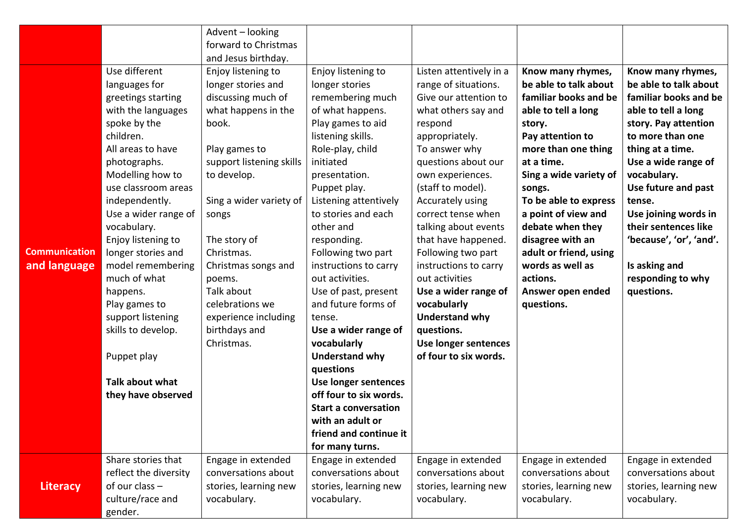| | | | | | | |
|---|---|---|---|---|---|---|
| | | Advent – looking forward to Christmas and Jesus birthday. | | | | |
| **Communication and language** | Use different languages for greetings starting with the languages spoke by the children.<br>All areas to have photographs.<br>Modelling how to use classroom areas independently.<br>Use a wider range of vocabulary.<br>Enjoy listening to longer stories and model remembering much of what happens.<br>Play games to support listening skills to develop.<br><br>Puppet play<br><br>**Talk about what they have observed** | Enjoy listening to longer stories and discussing much of what happens in the book.<br><br>Play games to support listening skills to develop.<br><br>Sing a wider variety of songs<br><br>The story of Christmas.<br>Christmas songs and poems.<br>Talk about celebrations we experience including birthdays and Christmas. | Enjoy listening to longer stories remembering much of what happens.<br>Play games to aid listening skills.<br>Role-play, child initiated presentation.<br>Puppet play.<br>Listening attentively to stories and each other and responding.<br>Following two part instructions to carry out activities.<br>Use of past, present and future forms of tense.<br>**Use a wider range of vocabulary**<br>**Understand why questions**<br>**Use longer sentences off four to six words.**<br>**Start a conversation with an adult or friend and continue it for many turns.** | Listen attentively in a range of situations.<br>Give our attention to what others say and respond appropriately.<br>To answer why questions about our own experiences. (staff to model).<br>Accurately using correct tense when talking about events that have happened.<br>Following two part instructions to carry out activities<br>**Use a wider range of vocabulary**<br>**Understand why questions.**<br>**Use longer sentences of four to six words.** | **Know many rhymes, be able to talk about familiar books and be able to tell a long story.**<br>**Pay attention to more than one thing at a time.**<br>**Sing a wide variety of songs.**<br>**To be able to express a point of view and debate when they disagree with an adult or friend, using words as well as actions.**<br>**Answer open ended questions.** | **Know many rhymes, be able to talk about familiar books and be able to tell a long story. Pay attention to more than one thing at a time.**<br>**Use a wide range of vocabulary.**<br>**Use future and past tense.**<br>**Use joining words in their sentences like 'because', 'or', 'and'.**<br><br>**Is asking and responding to why questions.** |
| **Literacy** | Share stories that reflect the diversity of our class – culture/race and gender. | Engage in extended conversations about stories, learning new vocabulary. | Engage in extended conversations about stories, learning new vocabulary. | Engage in extended conversations about stories, learning new vocabulary. | Engage in extended conversations about stories, learning new vocabulary. | Engage in extended conversations about stories, learning new vocabulary. |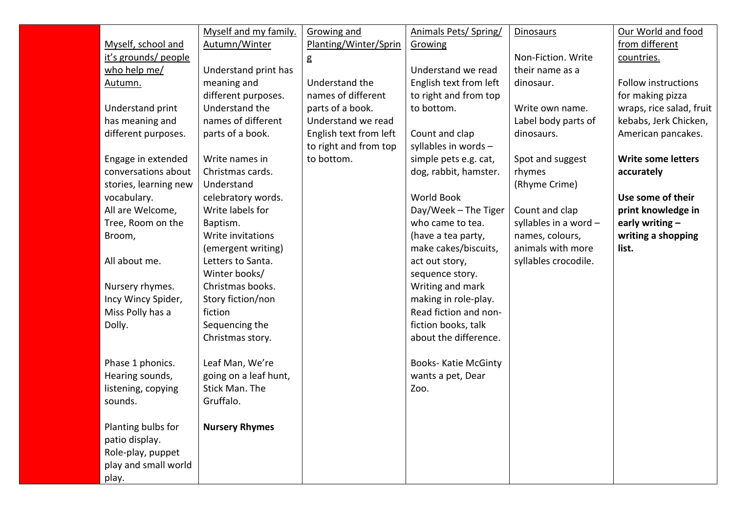| | Myself, school and it's grounds/ people who help me/ Autumn. | Myself and my family. Autumn/Winter | Growing and Planting/Winter/Spring | Animals Pets/ Spring/ Growing | Dinosaurs | Our World and food from different countries. |
|---|---|---|---|---|---|---|
| | Understand print has meaning and different purposes.<br><br>Engage in extended conversations about stories, learning new vocabulary.<br>All are Welcome, Tree, Room on the Broom,<br><br>All about me.<br><br>Nursery rhymes. Incy Wincy Spider, Miss Polly has a Dolly.<br><br>Phase 1 phonics. Hearing sounds, listening, copying sounds.<br><br>Planting bulbs for patio display.<br>Role-play, puppet play and small world play. | Understand print has meaning and different purposes.<br>Understand the names of different parts of a book.<br><br>Write names in Christmas cards.<br>Understand celebratory words.<br>Write labels for Baptism.<br>Write invitations (emergent writing)<br>Letters to Santa.<br>Winter books/ Christmas books.<br>Story fiction/non fiction<br>Sequencing the Christmas story.<br><br>Leaf Man, We're going on a leaf hunt, Stick Man. The Gruffalo.<br><br>**Nursery Rhymes** | Understand the names of different parts of a book.<br>Understand we read English text from left to right and from top to bottom. | Understand we read English text from left to right and from top to bottom.<br><br>Count and clap syllables in words – simple pets e.g. cat, dog, rabbit, hamster.<br><br>World Book Day/Week – The Tiger who came to tea. (have a tea party, make cakes/biscuits, act out story, sequence story.<br>Writing and mark making in role-play.<br>Read fiction and non-fiction books, talk about the difference.<br><br>Books- Katie McGinty wants a pet, Dear Zoo. | Non-Fiction. Write their name as a dinosaur.<br><br>Write own name.<br>Label body parts of dinosaurs.<br><br>Spot and suggest rhymes<br>(Rhyme Crime)<br><br>Count and clap syllables in a word – names, colours, animals with more syllables crocodile. | Follow instructions for making pizza wraps, rice salad, fruit kebabs, Jerk Chicken, American pancakes.<br><br>**Write some letters accurately**<br><br>**Use some of their print knowledge in early writing – writing a shopping list.** |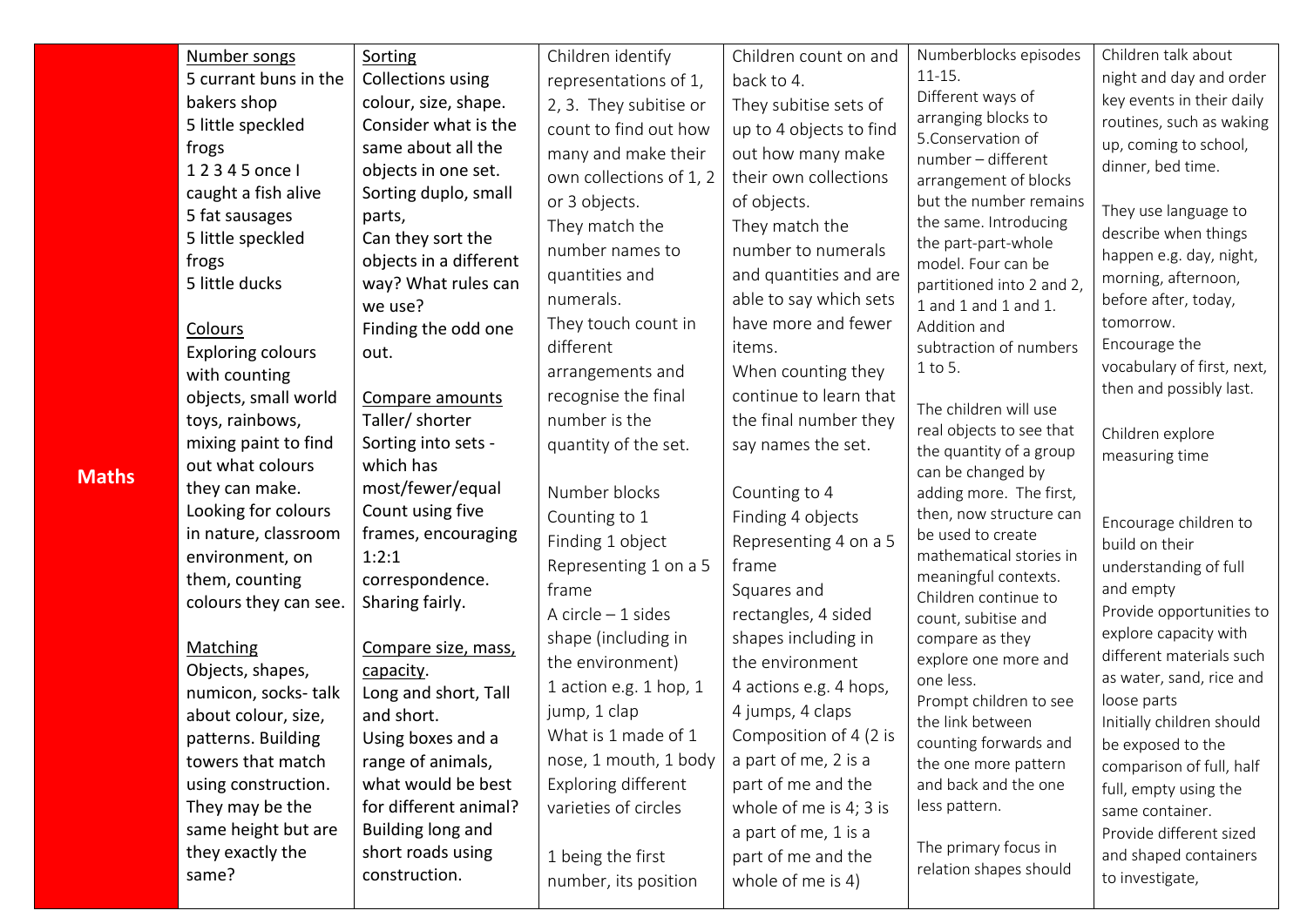| Maths | Number songs<br>5 currant buns in the bakers shop<br>5 little speckled frogs<br>1 2 3 4 5 once I caught a fish alive<br>5 fat sausages<br>5 little speckled frogs<br>5 little ducks<br><br>Colours<br>Exploring colours with counting objects, small world toys, rainbows, mixing paint to find out what colours they can make.<br>Looking for colours in nature, classroom environment, on them, counting colours they can see.<br><br>Matching<br>Objects, shapes, numicon, socks- talk about colour, size, patterns. Building towers that match using construction. They may be the same height but are they exactly the same? | Sorting<br>Collections using colour, size, shape. Consider what is the same about all the objects in one set. Sorting duplo, small parts,<br>Can they sort the objects in a different way? What rules can we use?<br>Finding the odd one out.<br><br>Compare amounts<br>Taller/ shorter<br>Sorting into sets - which has most/fewer/equal<br>Count using five frames, encouraging 1:2:1 correspondence.<br>Sharing fairly.<br><br>Compare size, mass, capacity.<br>Long and short, Tall and short.<br>Using boxes and a range of animals, what would be best for different animal?<br>Building long and short roads using construction. | Children identify representations of 1, 2, 3. They subitise or count to find out how many and make their own collections of 1, 2 or 3 objects.<br>They match the number names to quantities and numerals.<br>They touch count in different arrangements and recognise the final number is the quantity of the set.<br><br>Number blocks<br>Counting to 1<br>Finding 1 object<br>Representing 1 on a 5 frame<br>A circle – 1 sides shape (including in the environment)<br>1 action e.g. 1 hop, 1 jump, 1 clap<br>What is 1 made of 1 nose, 1 mouth, 1 body<br>Exploring different varieties of circles<br><br>1 being the first number, its position | Children count on and back to 4.<br>They subitise sets of up to 4 objects to find out how many make their own collections of objects.<br>They match the number to numerals and quantities and are able to say which sets have more and fewer items.<br>When counting they continue to learn that the final number they say names the set.<br><br>Counting to 4<br>Finding 4 objects<br>Representing 4 on a 5 frame<br>Squares and rectangles, 4 sided shapes including in the environment<br>4 actions e.g. 4 hops, 4 jumps, 4 claps<br>Composition of 4 (2 is a part of me, 2 is a part of me and the whole of me is 4; 3 is a part of me, 1 is a part of me and the whole of me is 4) | Numberblocks episodes 11-15.<br>Different ways of arranging blocks to 5.Conservation of number – different arrangement of blocks but the number remains the same. Introducing the part-part-whole model. Four can be partitioned into 2 and 2, 1 and 1 and 1 and 1.<br>Addition and subtraction of numbers 1 to 5.<br><br>The children will use real objects to see that the quantity of a group can be changed by adding more. The first, then, now structure can be used to create mathematical stories in meaningful contexts.<br>Children continue to count, subitise and compare as they explore one more and one less.<br>Prompt children to see the link between counting forwards and the one more pattern and back and the one less pattern.<br><br>The primary focus in relation shapes should | Children talk about night and day and order key events in their daily routines, such as waking up, coming to school, dinner, bed time.<br><br>They use language to describe when things happen e.g. day, night, morning, afternoon, before after, today, tomorrow.<br>Encourage the vocabulary of first, next, then and possibly last.<br><br>Children explore measuring time<br><br>Encourage children to build on their understanding of full and empty<br>Provide opportunities to explore capacity with different materials such as water, sand, rice and loose parts<br>Initially children should be exposed to the comparison of full, half full, empty using the same container.<br>Provide different sized and shaped containers to investigate, |
|---|---|---|---|---|---|---|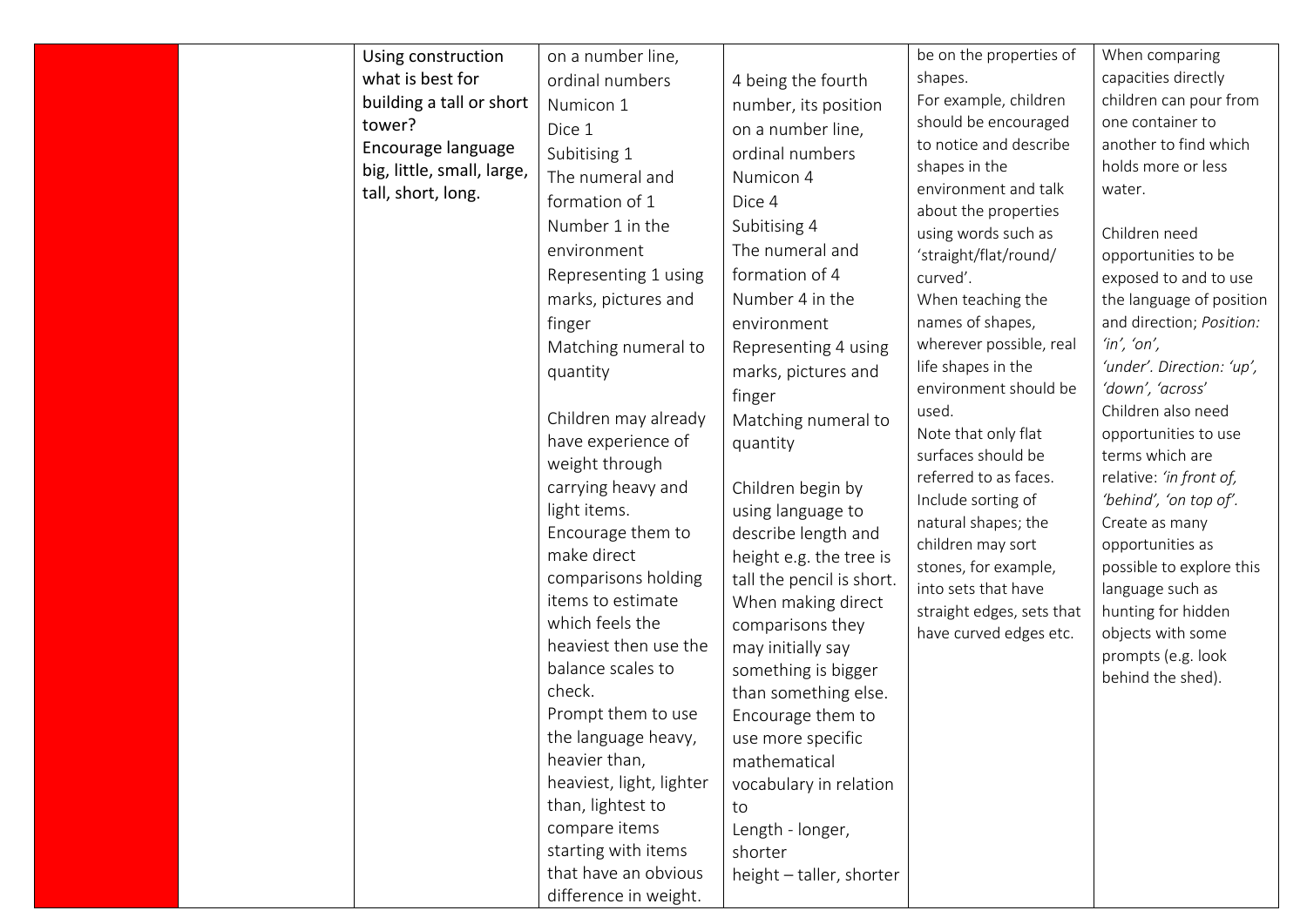|  |  |  |  |  |  |  |
|---|---|---|---|---|---|---|
|  |  | Using construction what is best for building a tall or short tower?<br>Encourage language big, little, small, large, tall, short, long. | on a number line, ordinal numbers<br>Numicon 1<br>Dice 1<br>Subitising 1<br>The numeral and formation of 1<br>Number 1 in the environment<br>Representing 1 using marks, pictures and finger<br>Matching numeral to quantity<br><br>Children may already have experience of weight through carrying heavy and light items.<br>Encourage them to make direct comparisons holding items to estimate which feels the heaviest then use the balance scales to check.<br>Prompt them to use the language heavy, heavier than, heaviest, light, lighter than, lightest to compare items starting with items that have an obvious difference in weight. | 4 being the fourth number, its position on a number line, ordinal numbers<br>Numicon 4<br>Dice 4<br>Subitising 4<br>The numeral and formation of 4<br>Number 4 in the environment<br>Representing 4 using marks, pictures and finger<br>Matching numeral to quantity<br><br>Children begin by using language to describe length and height e.g. the tree is tall the pencil is short. When making direct comparisons they may initially say something is bigger than something else. Encourage them to use more specific mathematical vocabulary in relation to<br>Length - longer, shorter<br>height – taller, shorter | be on the properties of shapes.<br>For example, children should be encouraged to notice and describe shapes in the environment and talk about the properties using words such as 'straight/flat/round/ curved'.<br>When teaching the names of shapes, wherever possible, real life shapes in the environment should be used.<br>Note that only flat surfaces should be referred to as faces.<br>Include sorting of natural shapes; the children may sort stones, for example, into sets that have straight edges, sets that have curved edges etc. | When comparing capacities directly children can pour from one container to another to find which holds more or less water.<br><br>Children need opportunities to be exposed to and to use the language of position and direction; *Position: 'in', 'on', 'under'. Direction: 'up', 'down', 'across'*<br>Children also need opportunities to use terms which are relative: *'in front of, 'behind', 'on top of'.*<br>Create as many opportunities as possible to explore this language such as hunting for hidden objects with some prompts (e.g. look behind the shed). |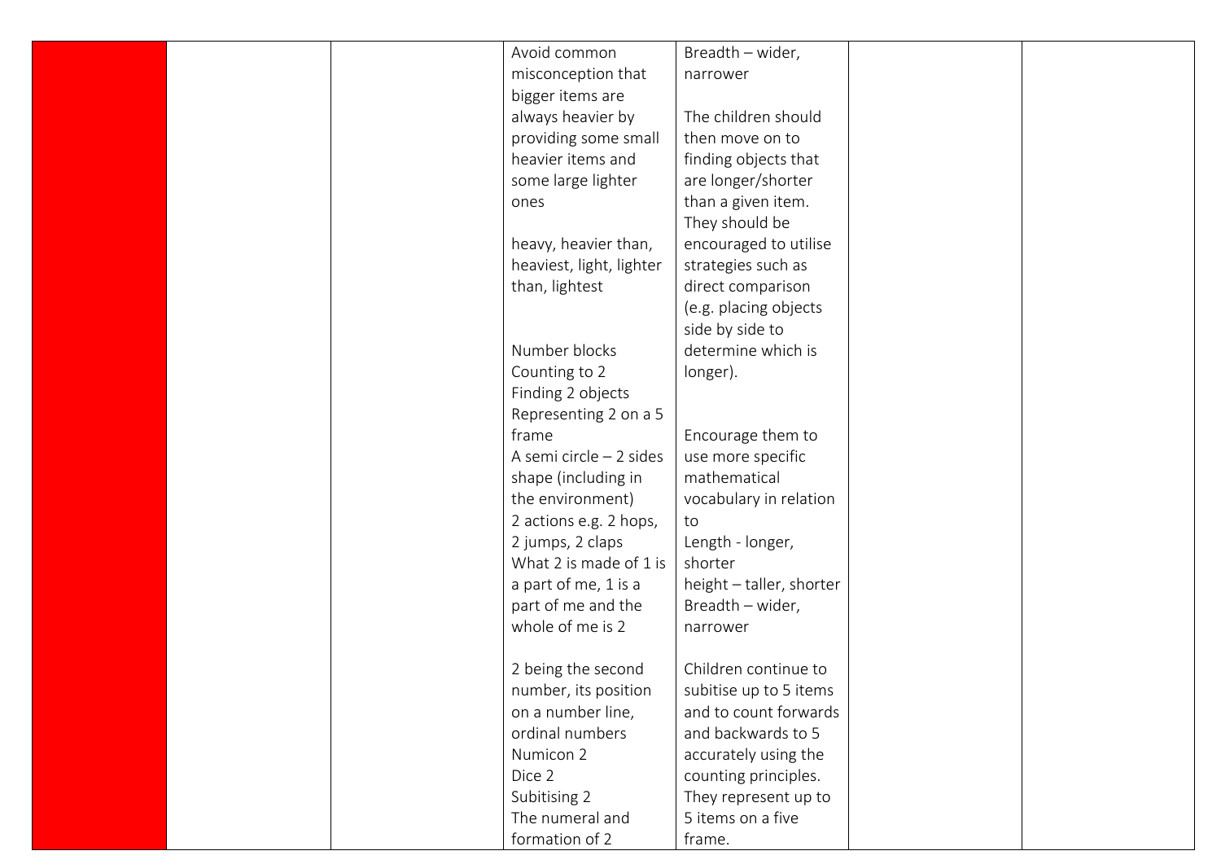|  |  |  | Avoid common misconception that bigger items are always heavier by providing some small heavier items and some large lighter ones<br><br>heavy, heavier than, heaviest, light, lighter than, lightest<br><br><br>Number blocks<br>Counting to 2<br>Finding 2 objects<br>Representing 2 on a 5 frame<br>A semi circle – 2 sides shape (including in the environment)<br>2 actions e.g. 2 hops, 2 jumps, 2 claps<br>What 2 is made of 1 is a part of me, 1 is a part of me and the whole of me is 2<br><br>2 being the second number, its position on a number line, ordinal numbers<br>Numicon 2<br>Dice 2<br>Subitising 2<br>The numeral and formation of 2 | Breadth – wider, narrower<br><br>The children should then move on to finding objects that are longer/shorter than a given item. They should be encouraged to utilise strategies such as direct comparison (e.g. placing objects side by side to determine which is longer).<br><br><br>Encourage them to use more specific mathematical vocabulary in relation to<br>Length - longer, shorter<br>height – taller, shorter<br>Breadth – wider, narrower<br><br>Children continue to subitise up to 5 items and to count forwards and backwards to 5 accurately using the counting principles. They represent up to 5 items on a five frame. |  |  |
|---|---|---|---|---|---|---|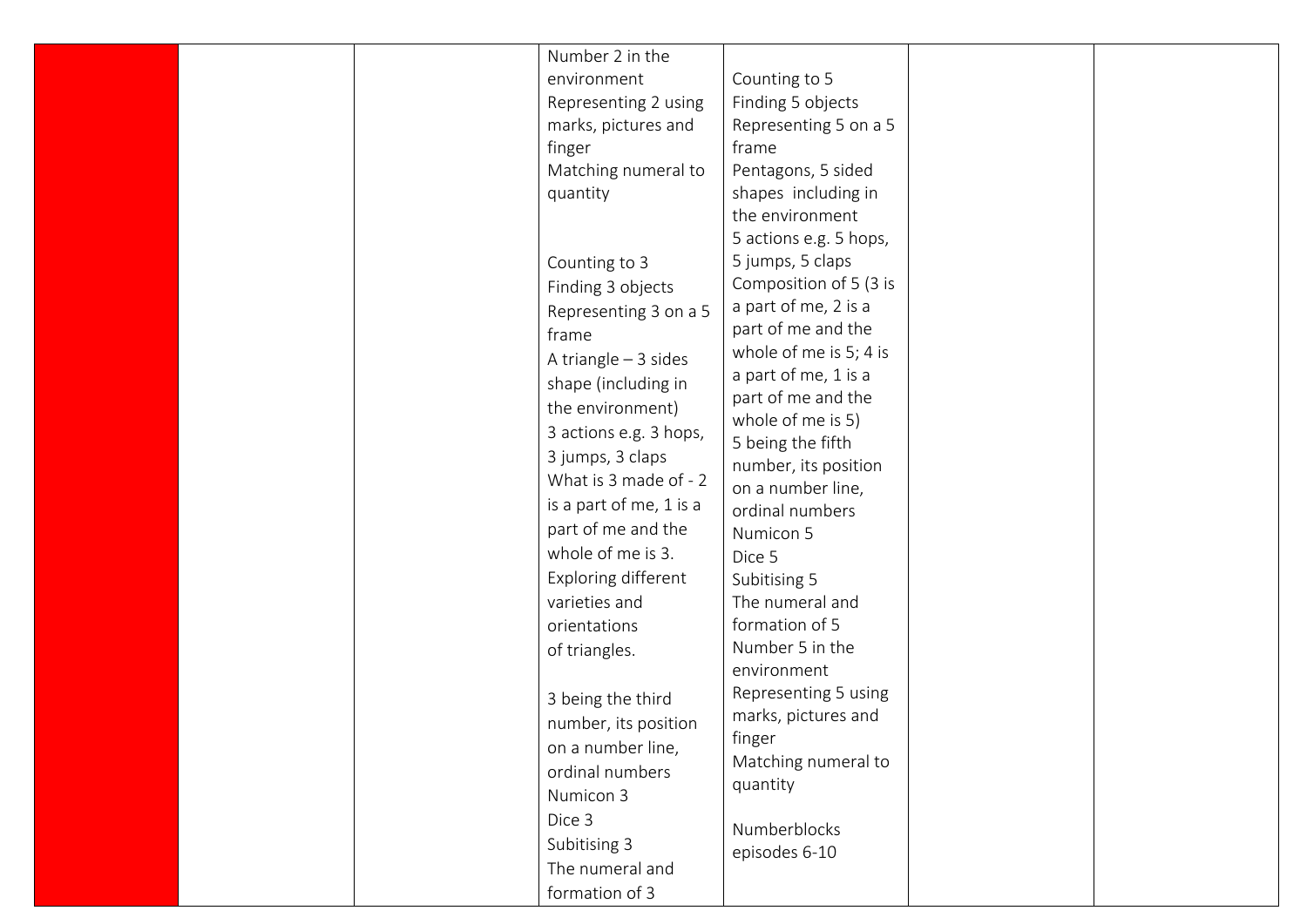| | | | | | | |
|---|---|---|---|---|---|---|
| | | | Number 2 in the environment<br>Representing 2 using marks, pictures and finger<br>Matching numeral to quantity<br><br>Counting to 3<br>Finding 3 objects<br>Representing 3 on a 5 frame<br>A triangle – 3 sides shape (including in the environment)<br>3 actions e.g. 3 hops, 3 jumps, 3 claps<br>What is 3 made of - 2 is a part of me, 1 is a part of me and the whole of me is 3.<br>Exploring different varieties and orientations of triangles.<br><br>3 being the third number, its position on a number line, ordinal numbers<br>Numicon 3<br>Dice 3<br>Subitising 3<br>The numeral and formation of 3 | Counting to 5<br>Finding 5 objects<br>Representing 5 on a 5 frame<br>Pentagons, 5 sided shapes including in the environment<br>5 actions e.g. 5 hops, 5 jumps, 5 claps<br>Composition of 5 (3 is a part of me, 2 is a part of me and the whole of me is 5; 4 is a part of me, 1 is a part of me and the whole of me is 5)<br>5 being the fifth number, its position on a number line, ordinal numbers<br>Numicon 5<br>Dice 5<br>Subitising 5<br>The numeral and formation of 5<br>Number 5 in the environment<br>Representing 5 using marks, pictures and finger<br>Matching numeral to quantity<br><br>Numberblocks episodes 6-10 | | |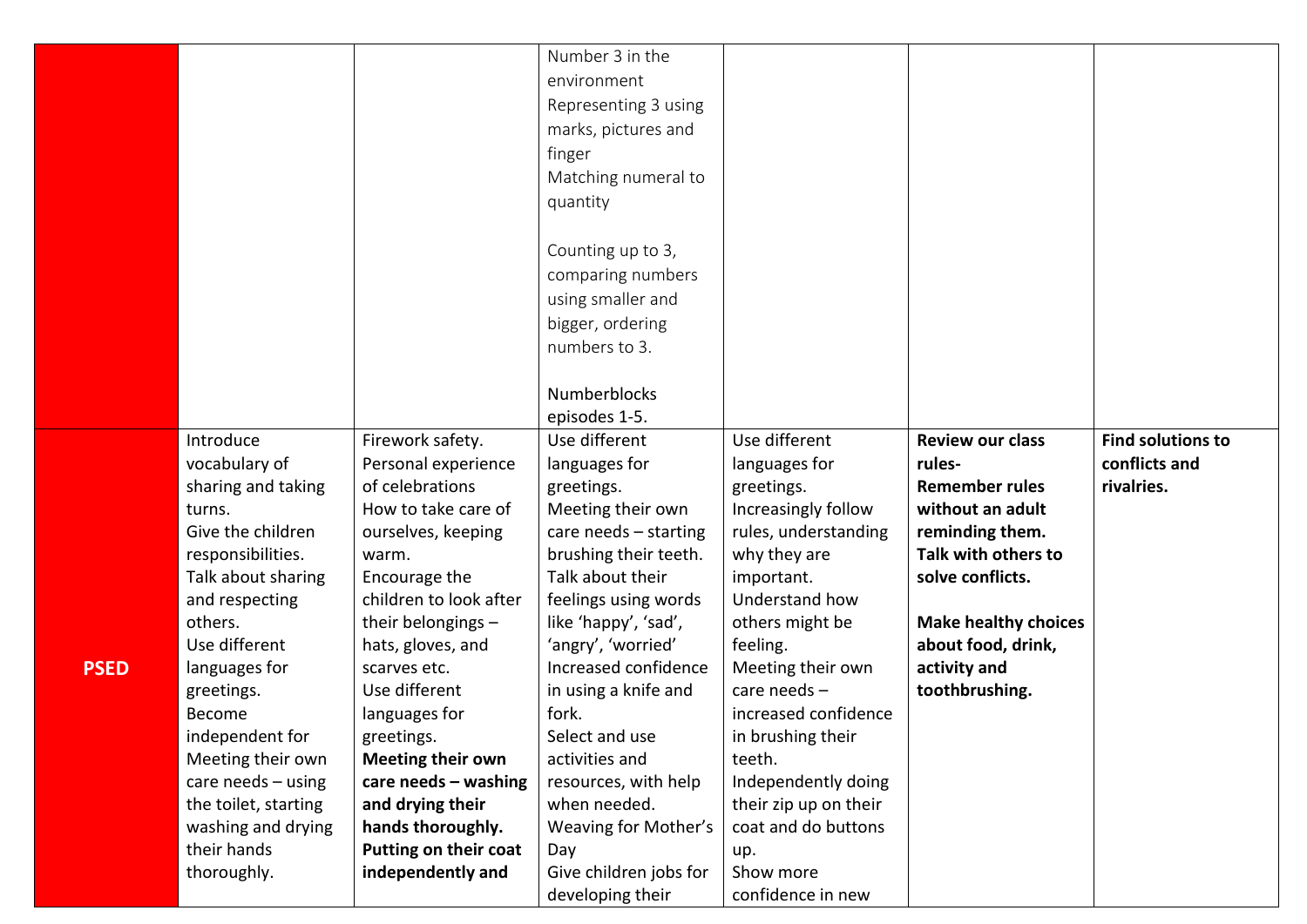| | | | | | | |
|---|---|---|---|---|---|---|
| | | | Number 3 in the environment<br>Representing 3 using marks, pictures and finger<br>Matching numeral to quantity<br><br>Counting up to 3, comparing numbers using smaller and bigger, ordering numbers to 3.<br><br>Numberblocks episodes 1-5. | | | |
| **PSED** | Introduce vocabulary of sharing and taking turns.<br>Give the children responsibilities.<br>Talk about sharing and respecting others.<br>Use different languages for greetings.<br>Become independent for Meeting their own care needs – using the toilet, starting washing and drying their hands thoroughly. | Firework safety.<br>Personal experience of celebrations<br>How to take care of ourselves, keeping warm.<br>Encourage the children to look after their belongings – hats, gloves, and scarves etc.<br>Use different languages for greetings.<br>**Meeting their own care needs – washing and drying their hands thoroughly.**<br>**Putting on their coat independently and** | Use different languages for greetings.<br>Meeting their own care needs – starting brushing their teeth.<br>Talk about their feelings using words like 'happy', 'sad', 'angry', 'worried'<br>Increased confidence in using a knife and fork.<br>Select and use activities and resources, with help when needed.<br>Weaving for Mother's Day<br>Give children jobs for developing their | Use different languages for greetings.<br>Increasingly follow rules, understanding why they are important.<br>Understand how others might be feeling.<br>Meeting their own care needs – increased confidence in brushing their teeth.<br>Independently doing their zip up on their coat and do buttons up.<br>Show more confidence in new | **Review our class rules-**<br>**Remember rules without an adult reminding them.**<br>**Talk with others to solve conflicts.**<br><br>**Make healthy choices about food, drink, activity and toothbrushing.** | **Find solutions to conflicts and rivalries.** |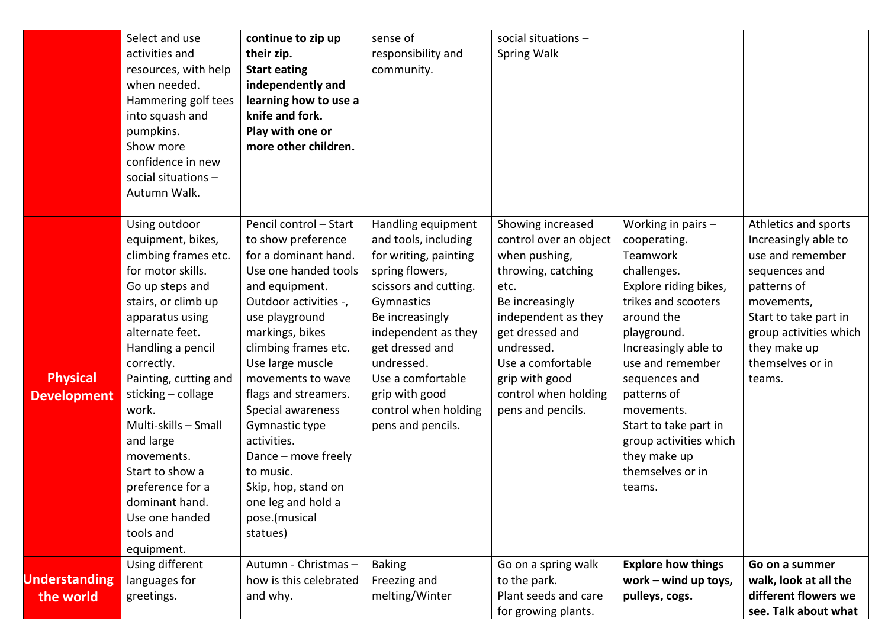| | | | | | | |
|---|---|---|---|---|---|---|
| | Select and use activities and resources, with help when needed.<br>Hammering golf tees into squash and pumpkins.<br>Show more confidence in new social situations – Autumn Walk. | **continue to zip up their zip.**<br>**Start eating independently and learning how to use a knife and fork.**<br>**Play with one or more other children.** | sense of responsibility and community. | social situations – Spring Walk | | |
| **Physical Development** | Using outdoor equipment, bikes, climbing frames etc. for motor skills.<br>Go up steps and stairs, or climb up apparatus using alternate feet.<br>Handling a pencil correctly.<br>Painting, cutting and sticking – collage work.<br>Multi-skills – Small and large movements.<br>Start to show a preference for a dominant hand.<br>Use one handed tools and equipment. | Pencil control – Start to show preference for a dominant hand.<br>Use one handed tools and equipment.<br>Outdoor activities -, use playground markings, bikes climbing frames etc.<br>Use large muscle movements to wave flags and streamers.<br>Special awareness Gymnastic type activities.<br>Dance – move freely to music.<br>Skip, hop, stand on one leg and hold a pose.(musical statues) | Handling equipment and tools, including for writing, painting spring flowers, scissors and cutting.<br>Gymnastics<br>Be increasingly independent as they get dressed and undressed.<br>Use a comfortable grip with good control when holding pens and pencils. | Showing increased control over an object when pushing, throwing, catching etc.<br>Be increasingly independent as they get dressed and undressed.<br>Use a comfortable grip with good control when holding pens and pencils. | Working in pairs – cooperating.<br>Teamwork challenges.<br>Explore riding bikes, trikes and scooters around the playground.<br>Increasingly able to use and remember sequences and patterns of movements.<br>Start to take part in group activities which they make up themselves or in teams. | Athletics and sports<br>Increasingly able to use and remember sequences and patterns of movements,<br>Start to take part in group activities which they make up themselves or in teams. |
| **Understanding the world** | Using different languages for greetings. | Autumn - Christmas – how is this celebrated and why. | Baking<br>Freezing and melting/Winter | Go on a spring walk to the park.<br>Plant seeds and care for growing plants. | **Explore how things work – wind up toys, pulleys, cogs.** | **Go on a summer walk, look at all the different flowers we see. Talk about what** |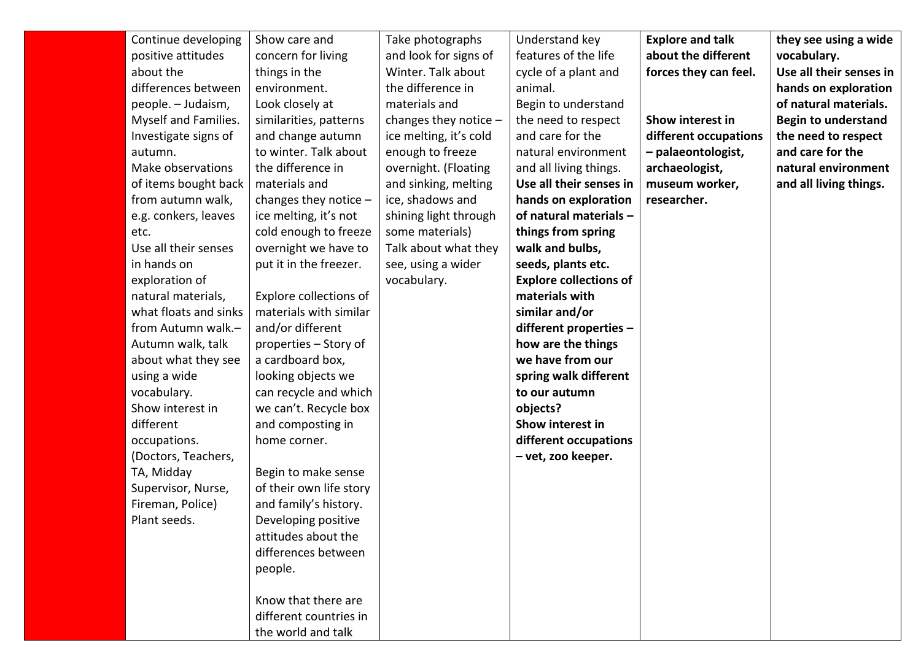|  |  |  |  |  |  |  |
|---|---|---|---|---|---|---|
|  | Continue developing positive attitudes about the differences between people. – Judaism, Myself and Families.<br>Investigate signs of autumn.<br>Make observations of items bought back from autumn walk, e.g. conkers, leaves etc.<br>Use all their senses in hands on exploration of natural materials, what floats and sinks from Autumn walk.– Autumn walk, talk about what they see using a wide vocabulary.<br>Show interest in different occupations. (Doctors, Teachers, TA, Midday Supervisor, Nurse, Fireman, Police)<br>Plant seeds. | Show care and concern for living things in the environment.<br>Look closely at similarities, patterns and change autumn to winter. Talk about the difference in materials and changes they notice – ice melting, it's not cold enough to freeze overnight we have to put it in the freezer.<br><br>Explore collections of materials with similar and/or different properties – Story of a cardboard box, looking objects we can recycle and which we can't. Recycle box and composting in home corner.<br><br>Begin to make sense of their own life story and family's history. Developing positive attitudes about the differences between people.<br><br>Know that there are different countries in the world and talk | Take photographs and look for signs of Winter. Talk about the difference in materials and changes they notice – ice melting, it's cold enough to freeze overnight. (Floating and sinking, melting ice, shadows and shining light through some materials)<br>Talk about what they see, using a wider vocabulary. | Understand key features of the life cycle of a plant and animal.<br>Begin to understand the need to respect and care for the natural environment and all living things.<br>**Use all their senses in hands on exploration of natural materials – things from spring walk and bulbs, seeds, plants etc.**<br>**Explore collections of materials with similar and/or different properties – how are the things we have from our spring walk different to our autumn objects?**<br>**Show interest in different occupations – vet, zoo keeper.** | **Explore and talk about the different forces they can feel.**<br><br>**Show interest in different occupations – palaeontologist, archaeologist, museum worker, researcher.** | **they see using a wide vocabulary.**<br>**Use all their senses in hands on exploration of natural materials.**<br>**Begin to understand the need to respect and care for the natural environment and all living things.** |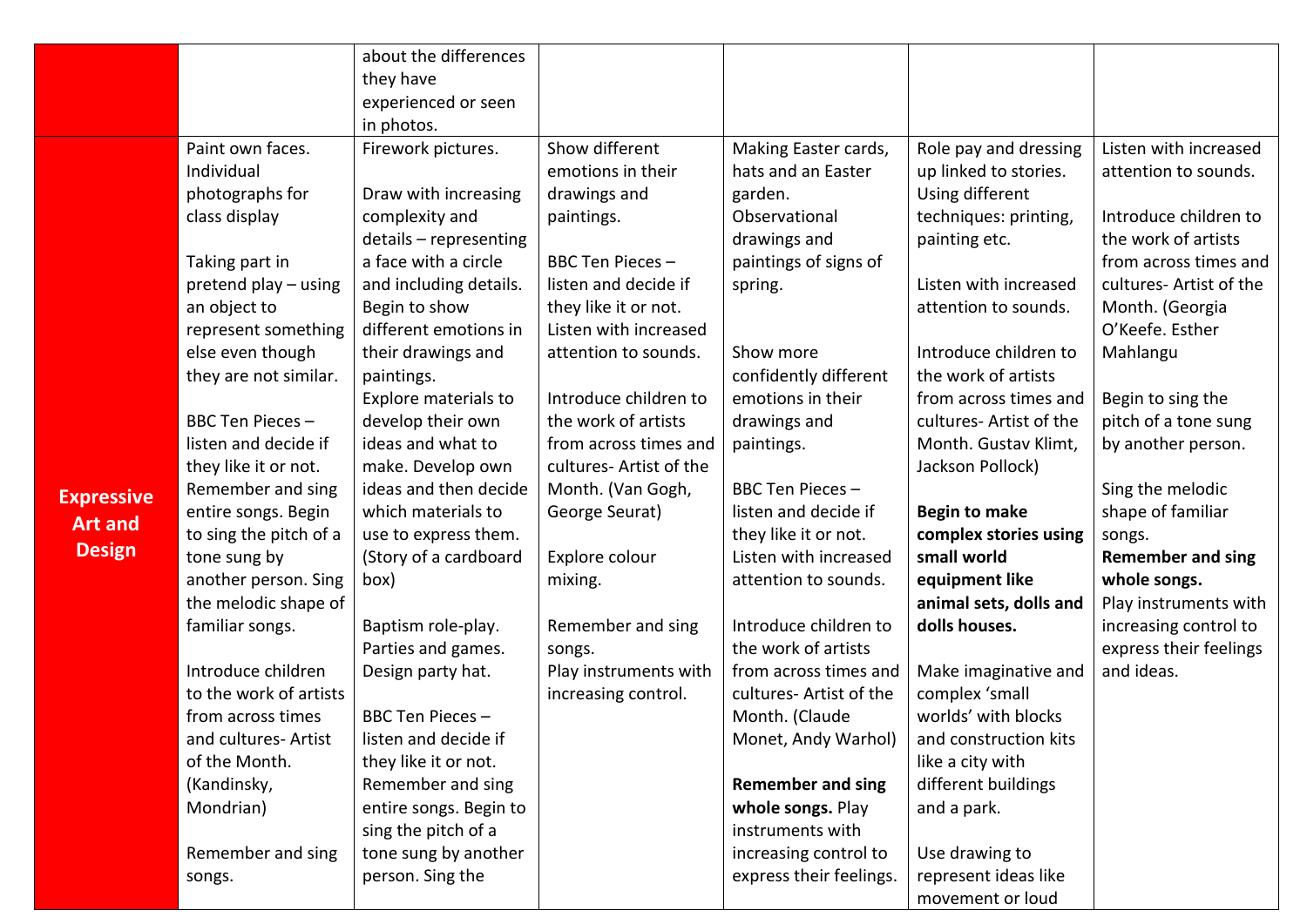|  |  |  |  |  |  |  |
|---|---|---|---|---|---|---|
|  |  | about the differences they have experienced or seen in photos. |  |  |  |  |
| **Expressive Art and Design** | Paint own faces. Individual photographs for class display<br><br>Taking part in pretend play – using an object to represent something else even though they are not similar.<br><br>BBC Ten Pieces – listen and decide if they like it or not. Remember and sing entire songs. Begin to sing the pitch of a tone sung by another person. Sing the melodic shape of familiar songs.<br><br>Introduce children to the work of artists from across times and cultures- Artist of the Month. (Kandinsky, Mondrian)<br><br>Remember and sing songs. | Firework pictures.<br><br>Draw with increasing complexity and details – representing a face with a circle and including details. Begin to show different emotions in their drawings and paintings.<br>Explore materials to develop their own ideas and what to make. Develop own ideas and then decide which materials to use to express them. (Story of a cardboard box)<br><br>Baptism role-play. Parties and games. Design party hat.<br><br>BBC Ten Pieces – listen and decide if they like it or not. Remember and sing entire songs. Begin to sing the pitch of a tone sung by another person. Sing the | Show different emotions in their drawings and paintings.<br><br>BBC Ten Pieces – listen and decide if they like it or not. Listen with increased attention to sounds.<br><br>Introduce children to the work of artists from across times and cultures- Artist of the Month. (Van Gogh, George Seurat)<br><br>Explore colour mixing.<br><br>Remember and sing songs.<br>Play instruments with increasing control. | Making Easter cards, hats and an Easter garden.<br>Observational drawings and paintings of signs of spring.<br><br>Show more confidently different emotions in their drawings and paintings.<br><br>BBC Ten Pieces – listen and decide if they like it or not. Listen with increased attention to sounds.<br><br>Introduce children to the work of artists from across times and cultures- Artist of the Month. (Claude Monet, Andy Warhol)<br><br>**Remember and sing whole songs.** Play instruments with increasing control to express their feelings. | Role pay and dressing up linked to stories. Using different techniques: printing, painting etc.<br><br>Listen with increased attention to sounds.<br><br>Introduce children to the work of artists from across times and cultures- Artist of the Month. Gustav Klimt, Jackson Pollock)<br><br>**Begin to make complex stories using small world equipment like animal sets, dolls and dolls houses.**<br><br>Make imaginative and complex 'small worlds' with blocks and construction kits like a city with different buildings and a park.<br><br>Use drawing to represent ideas like movement or loud | Listen with increased attention to sounds.<br><br>Introduce children to the work of artists from across times and cultures- Artist of the Month. (Georgia O'Keefe. Esther Mahlangu<br><br>Begin to sing the pitch of a tone sung by another person.<br><br>Sing the melodic shape of familiar songs.<br>**Remember and sing whole songs.**<br>Play instruments with increasing control to express their feelings and ideas. |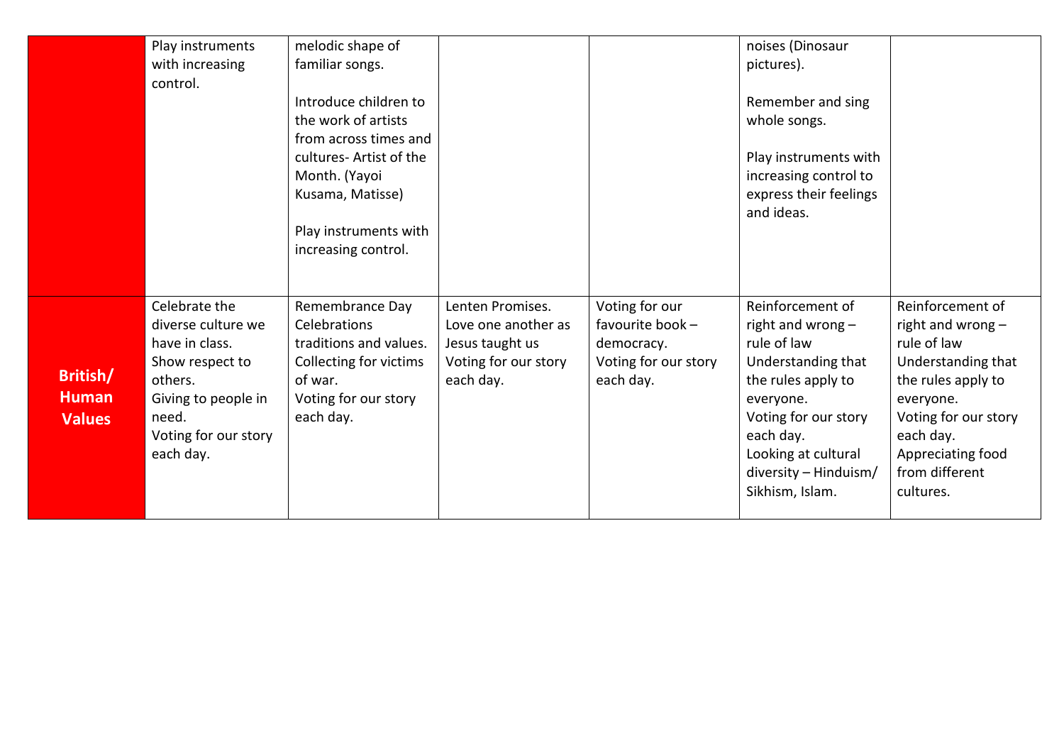| | | | | | | |
|---|---|---|---|---|---|---|
| | Play instruments with increasing control. | melodic shape of familiar songs.<br><br>Introduce children to the work of artists from across times and cultures- Artist of the Month. (Yayoi Kusama, Matisse)<br><br>Play instruments with increasing control. | | | noises (Dinosaur pictures).<br><br>Remember and sing whole songs.<br><br>Play instruments with increasing control to express their feelings and ideas. | |
| **British/ Human Values** | Celebrate the diverse culture we have in class.<br>Show respect to others.<br>Giving to people in need.<br>Voting for our story each day. | Remembrance Day Celebrations traditions and values.<br>Collecting for victims of war.<br>Voting for our story each day. | Lenten Promises.<br>Love one another as Jesus taught us<br>Voting for our story each day. | Voting for our favourite book – democracy.<br>Voting for our story each day. | Reinforcement of right and wrong – rule of law<br>Understanding that the rules apply to everyone.<br>Voting for our story each day.<br>Looking at cultural diversity – Hinduism/ Sikhism, Islam. | Reinforcement of right and wrong – rule of law<br>Understanding that the rules apply to everyone.<br>Voting for our story each day.<br>Appreciating food from different cultures. |